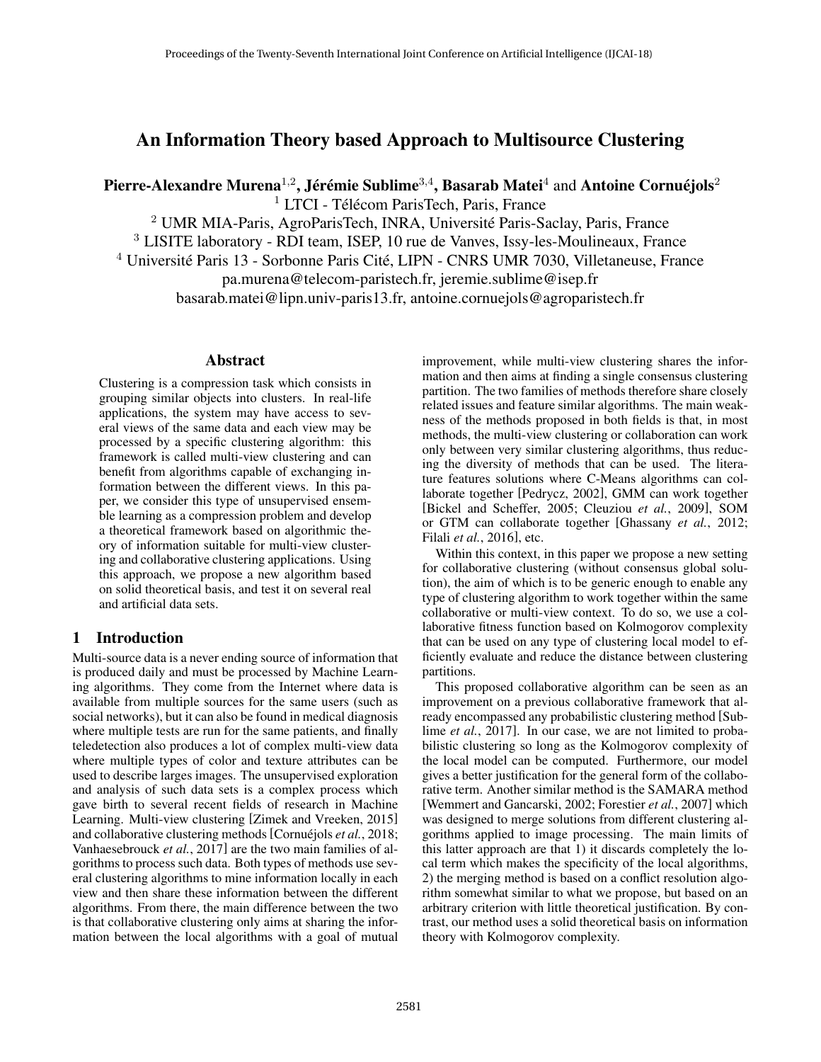# An Information Theory based Approach to Multisource Clustering

**Pierre-Alexandre Murena**[1,2], **Jérémie Sublime**[3,4], **Basarab Matei**[4] and **Antoine Cornuéjols**[2]

[1] LTCI - Télécom ParisTech, Paris, France
[2] UMR MIA-Paris, AgroParisTech, INRA, Université Paris-Saclay, Paris, France
[3] LISITE laboratory - RDI team, ISEP, 10 rue de Vanves, Issy-les-Moulineaux, France
[4] Université Paris 13 - Sorbonne Paris Cité, LIPN - CNRS UMR 7030, Villetaneuse, France
pa.murena@telecom-paristech.fr, jeremie.sublime@isep.fr
basarab.matei@lipn.univ-paris13.fr, antoine.cornuejols@agroparistech.fr

## Abstract

Clustering is a compression task which consists in grouping similar objects into clusters. In real-life applications, the system may have access to several views of the same data and each view may be processed by a specific clustering algorithm: this framework is called multi-view clustering and can benefit from algorithms capable of exchanging information between the different views. In this paper, we consider this type of unsupervised ensemble learning as a compression problem and develop a theoretical framework based on algorithmic theory of information suitable for multi-view clustering and collaborative clustering applications. Using this approach, we propose a new algorithm based on solid theoretical basis, and test it on several real and artificial data sets.

## 1 Introduction

Multi-source data is a never ending source of information that is produced daily and must be processed by Machine Learning algorithms. They come from the Internet where data is available from multiple sources for the same users (such as social networks), but it can also be found in medical diagnosis where multiple tests are run for the same patients, and finally teledetection also produces a lot of complex multi-view data where multiple types of color and texture attributes can be used to describe larges images. The unsupervised exploration and analysis of such data sets is a complex process which gave birth to several recent fields of research in Machine Learning. Multi-view clustering [Zimek and Vreeken, 2015] and collaborative clustering methods [Cornuéjols *et al.*, 2018; Vanhaesebrouck *et al.*, 2017] are the two main families of algorithms to process such data. Both types of methods use several clustering algorithms to mine information locally in each view and then share these information between the different algorithms. From there, the main difference between the two is that collaborative clustering only aims at sharing the information between the local algorithms with a goal of mutual improvement, while multi-view clustering shares the information and then aims at finding a single consensus clustering partition. The two families of methods therefore share closely related issues and feature similar algorithms. The main weakness of the methods proposed in both fields is that, in most methods, the multi-view clustering or collaboration can work only between very similar clustering algorithms, thus reducing the diversity of methods that can be used. The literature features solutions where C-Means algorithms can collaborate together [Pedrycz, 2002], GMM can work together [Bickel and Scheffer, 2005; Cleuziou *et al.*, 2009], SOM or GTM can collaborate together [Ghassany *et al.*, 2012; Filali *et al.*, 2016], etc.

Within this context, in this paper we propose a new setting for collaborative clustering (without consensus global solution), the aim of which is to be generic enough to enable any type of clustering algorithm to work together within the same collaborative or multi-view context. To do so, we use a collaborative fitness function based on Kolmogorov complexity that can be used on any type of clustering local model to efficiently evaluate and reduce the distance between clustering partitions.

This proposed collaborative algorithm can be seen as an improvement on a previous collaborative framework that already encompassed any probabilistic clustering method [Sublime *et al.*, 2017]. In our case, we are not limited to probabilistic clustering so long as the Kolmogorov complexity of the local model can be computed. Furthermore, our model gives a better justification for the general form of the collaborative term. Another similar method is the SAMARA method [Wemmert and Gancarski, 2002; Forestier *et al.*, 2007] which was designed to merge solutions from different clustering algorithms applied to image processing. The main limits of this latter approach are that 1) it discards completely the local term which makes the specificity of the local algorithms, 2) the merging method is based on a conflict resolution algorithm somewhat similar to what we propose, but based on an arbitrary criterion with little theoretical justification. By contrast, our method uses a solid theoretical basis on information theory with Kolmogorov complexity.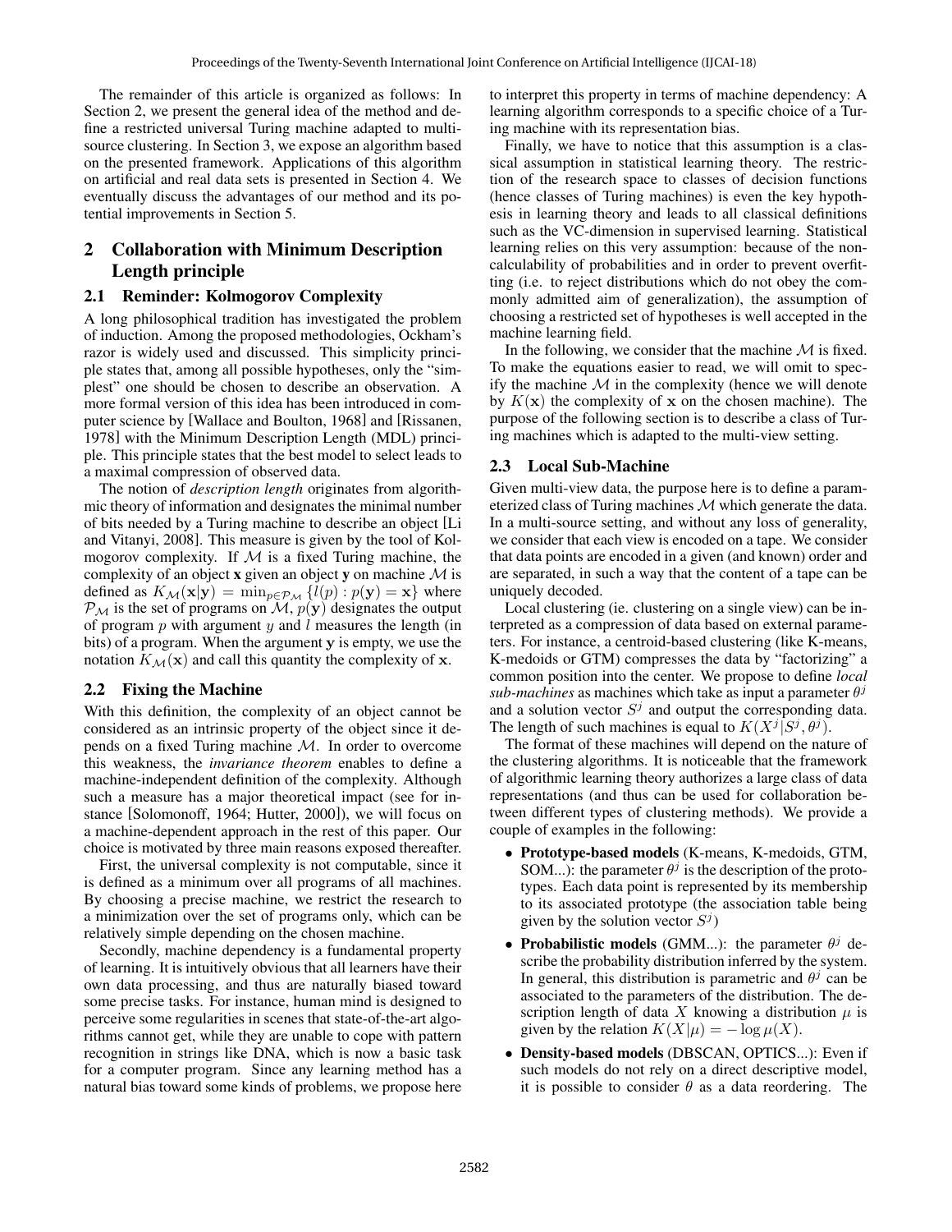The remainder of this article is organized as follows: In Section 2, we present the general idea of the method and define a restricted universal Turing machine adapted to multi-source clustering. In Section 3, we expose an algorithm based on the presented framework. Applications of this algorithm on artificial and real data sets is presented in Section 4. We eventually discuss the advantages of our method and its potential improvements in Section 5.

## 2 Collaboration with Minimum Description Length principle

### 2.1 Reminder: Kolmogorov Complexity

A long philosophical tradition has investigated the problem of induction. Among the proposed methodologies, Ockham's razor is widely used and discussed. This simplicity principle states that, among all possible hypotheses, only the "simplest" one should be chosen to describe an observation. A more formal version of this idea has been introduced in computer science by [Wallace and Boulton, 1968] and [Rissanen, 1978] with the Minimum Description Length (MDL) principle. This principle states that the best model to select leads to a maximal compression of observed data.

The notion of *description length* originates from algorithmic theory of information and designates the minimal number of bits needed by a Turing machine to describe an object [Li and Vitanyi, 2008]. This measure is given by the tool of Kolmogorov complexity. If $\mathcal{M}$ is a fixed Turing machine, the complexity of an object **x** given an object **y** on machine $\mathcal{M}$ is defined as $K_{\mathcal{M}}(\mathbf{x}|\mathbf{y}) = \min_{p \in \mathcal{P}_{\mathcal{M}}} \{l(p) : p(\mathbf{y}) = \mathbf{x}\}$ where $\mathcal{P}_{\mathcal{M}}$ is the set of programs on $\mathcal{M}$, $p(\mathbf{y})$ designates the output of program $p$ with argument $y$ and $l$ measures the length (in bits) of a program. When the argument $\mathbf{y}$ is empty, we use the notation $K_{\mathcal{M}}(\mathbf{x})$ and call this quantity the complexity of $\mathbf{x}$.

### 2.2 Fixing the Machine

With this definition, the complexity of an object cannot be considered as an intrinsic property of the object since it depends on a fixed Turing machine $\mathcal{M}$. In order to overcome this weakness, the *invariance theorem* enables to define a machine-independent definition of the complexity. Although such a measure has a major theoretical impact (see for instance [Solomonoff, 1964; Hutter, 2000]), we will focus on a machine-dependent approach in the rest of this paper. Our choice is motivated by three main reasons exposed thereafter.

First, the universal complexity is not computable, since it is defined as a minimum over all programs of all machines. By choosing a precise machine, we restrict the research to a minimization over the set of programs only, which can be relatively simple depending on the chosen machine.

Secondly, machine dependency is a fundamental property of learning. It is intuitively obvious that all learners have their own data processing, and thus are naturally biased toward some precise tasks. For instance, human mind is designed to perceive some regularities in scenes that state-of-the-art algorithms cannot get, while they are unable to cope with pattern recognition in strings like DNA, which is now a basic task for a computer program. Since any learning method has a natural bias toward some kinds of problems, we propose here to interpret this property in terms of machine dependency: A learning algorithm corresponds to a specific choice of a Turing machine with its representation bias.

Finally, we have to notice that this assumption is a classical assumption in statistical learning theory. The restriction of the research space to classes of decision functions (hence classes of Turing machines) is even the key hypothesis in learning theory and leads to all classical definitions such as the VC-dimension in supervised learning. Statistical learning relies on this very assumption: because of the non-calculability of probabilities and in order to prevent overfitting (i.e. to reject distributions which do not obey the commonly admitted aim of generalization), the assumption of choosing a restricted set of hypotheses is well accepted in the machine learning field.

In the following, we consider that the machine $\mathcal{M}$ is fixed. To make the equations easier to read, we will omit to specify the machine $\mathcal{M}$ in the complexity (hence we will denote by $K(\mathbf{x})$ the complexity of $\mathbf{x}$ on the chosen machine). The purpose of the following section is to describe a class of Turing machines which is adapted to the multi-view setting.

### 2.3 Local Sub-Machine

Given multi-view data, the purpose here is to define a parameterized class of Turing machines $\mathcal{M}$ which generate the data. In a multi-source setting, and without any loss of generality, we consider that each view is encoded on a tape. We consider that data points are encoded in a given (and known) order and are separated, in such a way that the content of a tape can be uniquely decoded.

Local clustering (ie. clustering on a single view) can be interpreted as a compression of data based on external parameters. For instance, a centroid-based clustering (like K-means, K-medoids or GTM) compresses the data by "factorizing" a common position into the center. We propose to define *local sub-machines* as machines which take as input a parameter $\theta^j$ and a solution vector $S^j$ and output the corresponding data. The length of such machines is equal to $K(X^j|S^j, \theta^j)$.

The format of these machines will depend on the nature of the clustering algorithms. It is noticeable that the framework of algorithmic learning theory authorizes a large class of data representations (and thus can be used for collaboration between different types of clustering methods). We provide a couple of examples in the following:

- **Prototype-based models** (K-means, K-medoids, GTM, SOM...): the parameter $\theta^j$ is the description of the prototypes. Each data point is represented by its membership to its associated prototype (the association table being given by the solution vector $S^j$)
- **Probabilistic models** (GMM...): the parameter $\theta^j$ describe the probability distribution inferred by the system. In general, this distribution is parametric and $\theta^j$ can be associated to the parameters of the distribution. The description length of data $X$ knowing a distribution $\mu$ is given by the relation $K(X|\mu) = -\log \mu(X)$.
- **Density-based models** (DBSCAN, OPTICS...): Even if such models do not rely on a direct descriptive model, it is possible to consider $\theta$ as a data reordering. The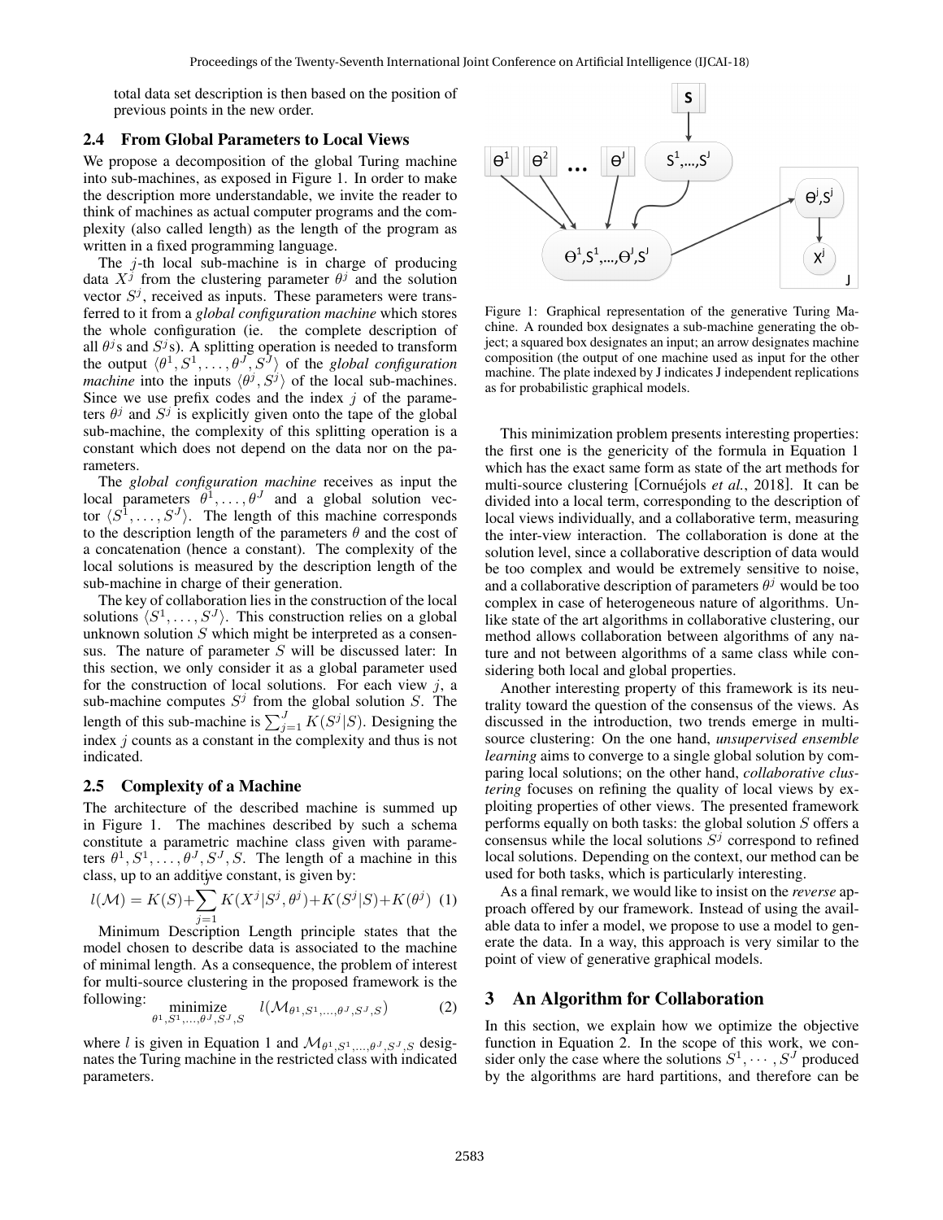total data set description is then based on the position of previous points in the new order.

### 2.4 From Global Parameters to Local Views

We propose a decomposition of the global Turing machine into sub-machines, as exposed in Figure 1. In order to make the description more understandable, we invite the reader to think of machines as actual computer programs and the complexity (also called length) as the length of the program as written in a fixed programming language.

The $j$-th local sub-machine is in charge of producing data $X^j$ from the clustering parameter $\theta^j$ and the solution vector $S^j$, received as inputs. These parameters were transferred to it from a *global configuration machine* which stores the whole configuration (ie. the complete description of all $\theta^j$s and $S^j$s). A splitting operation is needed to transform the output $\langle \theta^1, S^1, \ldots, \theta^J, S^J \rangle$ of the *global configuration machine* into the inputs $\langle \theta^j, S^j \rangle$ of the local sub-machines. Since we use prefix codes and the index $j$ of the parameters $\theta^j$ and $S^j$ is explicitly given onto the tape of the global sub-machine, the complexity of this splitting operation is a constant which does not depend on the data nor on the parameters.

The *global configuration machine* receives as input the local parameters $\theta^1, \ldots, \theta^J$ and a global solution vector $\langle S^1, \ldots, S^J \rangle$. The length of this machine corresponds to the description length of the parameters $\theta$ and the cost of a concatenation (hence a constant). The complexity of the local solutions is measured by the description length of the sub-machine in charge of their generation.

The key of collaboration lies in the construction of the local solutions $\langle S^1, \ldots, S^J \rangle$. This construction relies on a global unknown solution $S$ which might be interpreted as a consensus. The nature of parameter $S$ will be discussed later: In this section, we only consider it as a global parameter used for the construction of local solutions. For each view $j$, a sub-machine computes $S^j$ from the global solution $S$. The length of this sub-machine is $\sum_{j=1}^{J} K(S^j|S)$. Designing the index $j$ counts as a constant in the complexity and thus is not indicated.

### 2.5 Complexity of a Machine

The architecture of the described machine is summed up in Figure 1. The machines described by such a schema constitute a parametric machine class given with parameters $\theta^1, S^1, \ldots, \theta^J, S^J, S$. The length of a machine in this class, up to an additive constant, is given by:

$$l(\mathcal{M}) = K(S) + \sum_{j=1}^{J} K(X^j|S^j, \theta^j) + K(S^j|S) + K(\theta^j) \quad (1)$$

Minimum Description Length principle states that the model chosen to describe data is associated to the machine of minimal length. As a consequence, the problem of interest for multi-source clustering in the proposed framework is the following:

$$\underset{\theta^1, S^1, \ldots, \theta^J, S^J, S}{\text{minimize}} \quad l(\mathcal{M}_{\theta^1, S^1, \ldots, \theta^J, S^J, S}) \quad (2)$$

where $l$ is given in Equation 1 and $\mathcal{M}_{\theta^1, S^1, \ldots, \theta^J, S^J, S}$ designates the Turing machine in the restricted class with indicated parameters.

Figure 1: Graphical representation of the generative Turing Machine. A rounded box designates a sub-machine generating the object; a squared box designates an input; an arrow designates machine composition (the output of one machine used as input for the other machine. The plate indexed by J indicates J independent replications as for probabilistic graphical models.

This minimization problem presents interesting properties: the first one is the genericity of the formula in Equation 1 which has the exact same form as state of the art methods for multi-source clustering [Cornuéjols *et al.*, 2018]. It can be divided into a local term, corresponding to the description of local views individually, and a collaborative term, measuring the inter-view interaction. The collaboration is done at the solution level, since a collaborative description of data would be too complex and would be extremely sensitive to noise, and a collaborative description of parameters $\theta^j$ would be too complex in case of heterogeneous nature of algorithms. Unlike state of the art algorithms in collaborative clustering, our method allows collaboration between algorithms of any nature and not between algorithms of a same class while considering both local and global properties.

Another interesting property of this framework is its neutrality toward the question of the consensus of the views. As discussed in the introduction, two trends emerge in multi-source clustering: On the one hand, *unsupervised ensemble learning* aims to converge to a single global solution by comparing local solutions; on the other hand, *collaborative clustering* focuses on refining the quality of local views by exploiting properties of other views. The presented framework performs equally on both tasks: the global solution $S$ offers a consensus while the local solutions $S^j$ correspond to refined local solutions. Depending on the context, our method can be used for both tasks, which is particularly interesting.

As a final remark, we would like to insist on the *reverse* approach offered by our framework. Instead of using the available data to infer a model, we propose to use a model to generate the data. In a way, this approach is very similar to the point of view of generative graphical models.

## 3 An Algorithm for Collaboration

In this section, we explain how we optimize the objective function in Equation 2. In the scope of this work, we consider only the case where the solutions $S^1, \cdots, S^J$ produced by the algorithms are hard partitions, and therefore can be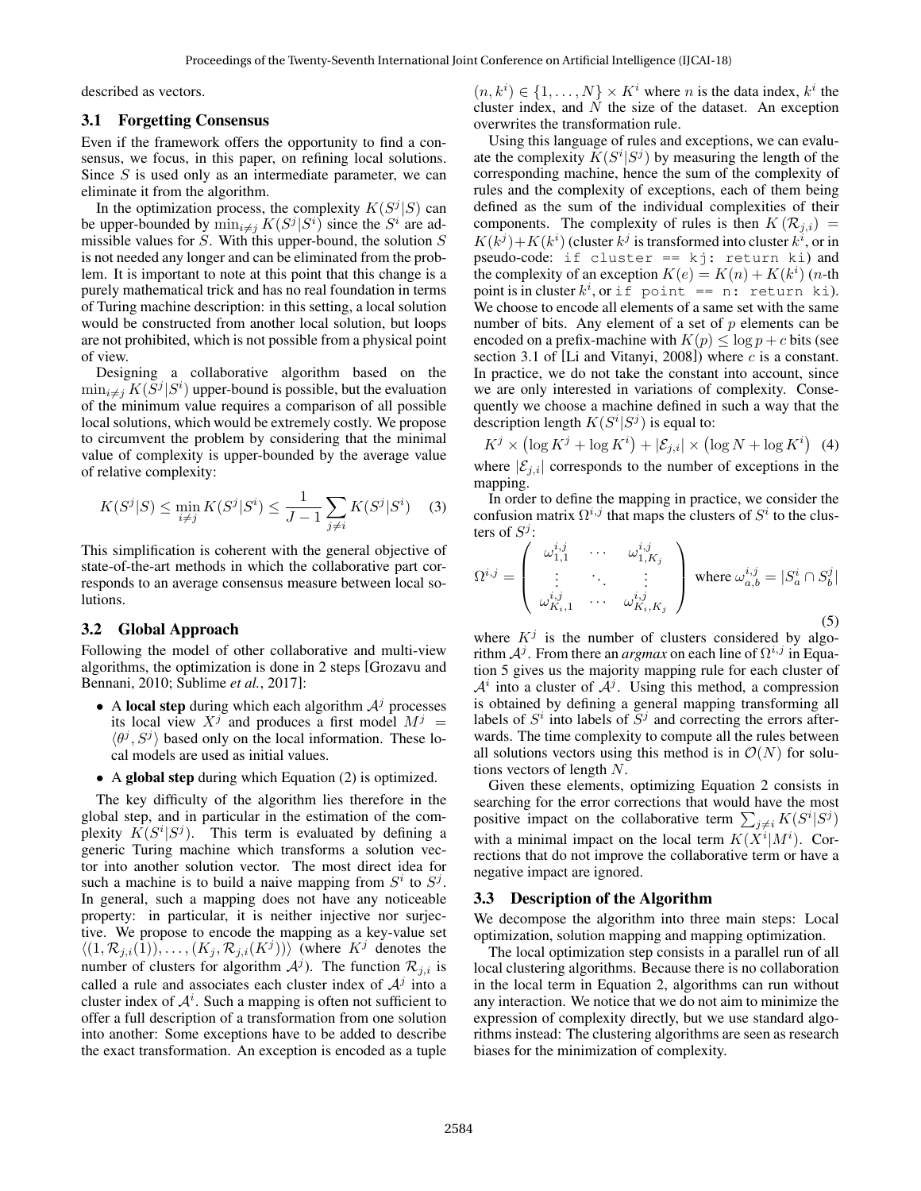described as vectors.

### 3.1 Forgetting Consensus

Even if the framework offers the opportunity to find a consensus, we focus, in this paper, on refining local solutions. Since $S$ is used only as an intermediate parameter, we can eliminate it from the algorithm.

In the optimization process, the complexity $K(S^j|S)$ can be upper-bounded by $\min_{i \neq j} K(S^j|S^i)$ since the $S^i$ are admissible values for $S$. With this upper-bound, the solution $S$ is not needed any longer and can be eliminated from the problem. It is important to note at this point that this change is a purely mathematical trick and has no real foundation in terms of Turing machine description: in this setting, a local solution would be constructed from another local solution, but loops are not prohibited, which is not possible from a physical point of view.

Designing a collaborative algorithm based on the $\min_{i \neq j} K(S^j|S^i)$ upper-bound is possible, but the evaluation of the minimum value requires a comparison of all possible local solutions, which would be extremely costly. We propose to circumvent the problem by considering that the minimal value of complexity is upper-bounded by the average value of relative complexity:

$$K(S^j|S) \leq \min_{i \neq j} K(S^j|S^i) \leq \frac{1}{J-1} \sum_{j \neq i} K(S^j|S^i) \quad (3)$$

This simplification is coherent with the general objective of state-of-the-art methods in which the collaborative part corresponds to an average consensus measure between local solutions.

### 3.2 Global Approach

Following the model of other collaborative and multi-view algorithms, the optimization is done in 2 steps [Grozavu and Bennani, 2010; Sublime *et al.*, 2017]:

- A **local step** during which each algorithm $\mathcal{A}^j$ processes its local view $X^j$ and produces a first model $M^j = \langle \theta^j, S^j \rangle$ based only on the local information. These local models are used as initial values.
- A **global step** during which Equation (2) is optimized.

The key difficulty of the algorithm lies therefore in the global step, and in particular in the estimation of the complexity $K(S^i|S^j)$. This term is evaluated by defining a generic Turing machine which transforms a solution vector into another solution vector. The most direct idea for such a machine is to build a naive mapping from $S^i$ to $S^j$. In general, such a mapping does not have any noticeable property: in particular, it is neither injective nor surjective. We propose to encode the mapping as a key-value set $\langle (1, \mathcal{R}_{j,i}(1)), \ldots, (K_j, \mathcal{R}_{j,i}(K^j)) \rangle$ (where $K^j$ denotes the number of clusters for algorithm $\mathcal{A}^j$). The function $\mathcal{R}_{j,i}$ is called a rule and associates each cluster index of $\mathcal{A}^j$ into a cluster index of $\mathcal{A}^i$. Such a mapping is often not sufficient to offer a full description of a transformation from one solution into another: Some exceptions have to be added to describe the exact transformation. An exception is encoded as a tuple $(n, k^i) \in \{1, \ldots, N\} \times K^i$ where $n$ is the data index, $k^i$ the cluster index, and $N$ the size of the dataset. An exception overwrites the transformation rule.

Using this language of rules and exceptions, we can evaluate the complexity $K(S^i|S^j)$ by measuring the length of the corresponding machine, hence the sum of the complexity of rules and the complexity of exceptions, each of them being defined as the sum of the individual complexities of their components. The complexity of rules is then $K(\mathcal{R}_{j,i}) = K(k^j) + K(k^i)$ (cluster $k^j$ is transformed into cluster $k^i$, or in pseudo-code: `if cluster == kj: return ki`) and the complexity of an exception $K(e) = K(n) + K(k^i)$ ($n$-th point is in cluster $k^i$, or `if point == n: return ki`). We choose to encode all elements of a same set with the same number of bits. Any element of a set of $p$ elements can be encoded on a prefix-machine with $K(p) \leq \log p + c$ bits (see section 3.1 of [Li and Vitanyi, 2008]) where $c$ is a constant. In practice, we do not take the constant into account, since we are only interested in variations of complexity. Consequently we choose a machine defined in such a way that the description length $K(S^i|S^j)$ is equal to:

$$K^j \times \left(\log K^j + \log K^i\right) + |\mathcal{E}_{j,i}| \times \left(\log N + \log K^i\right) \quad (4)$$

where $|\mathcal{E}_{j,i}|$ corresponds to the number of exceptions in the mapping.

In order to define the mapping in practice, we consider the confusion matrix $\Omega^{i,j}$ that maps the clusters of $S^i$ to the clusters of $S^j$:

$$\Omega^{i,j} = \begin{pmatrix} \omega_{1,1}^{i,j} & \cdots & \omega_{1,K_j}^{i,j} \\ \vdots & \ddots & \vdots \\ \omega_{K_i,1}^{i,j} & \cdots & \omega_{K_i,K_j}^{i,j} \end{pmatrix} \text{ where } \omega_{a,b}^{i,j} = |S_a^i \cap S_b^j| \quad (5)$$

where $K^j$ is the number of clusters considered by algorithm $\mathcal{A}^j$. From there an *argmax* on each line of $\Omega^{i,j}$ in Equation 5 gives us the majority mapping rule for each cluster of $\mathcal{A}^i$ into a cluster of $\mathcal{A}^j$. Using this method, a compression is obtained by defining a general mapping transforming all labels of $S^i$ into labels of $S^j$ and correcting the errors afterwards. The time complexity to compute all the rules between all solutions vectors using this method is in $\mathcal{O}(N)$ for solutions vectors of length $N$.

Given these elements, optimizing Equation 2 consists in searching for the error corrections that would have the most positive impact on the collaborative term $\sum_{j \neq i} K(S^i|S^j)$ with a minimal impact on the local term $K(X^i|M^i)$. Corrections that do not improve the collaborative term or have a negative impact are ignored.

### 3.3 Description of the Algorithm

We decompose the algorithm into three main steps: Local optimization, solution mapping and mapping optimization.

The local optimization step consists in a parallel run of all local clustering algorithms. Because there is no collaboration in the local term in Equation 2, algorithms can run without any interaction. We notice that we do not aim to minimize the expression of complexity directly, but we use standard algorithms instead: The clustering algorithms are seen as research biases for the minimization of complexity.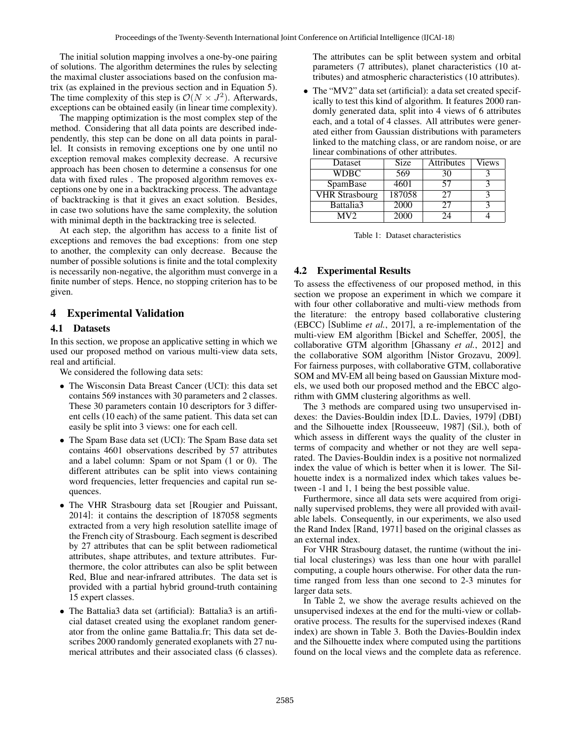The initial solution mapping involves a one-by-one pairing of solutions. The algorithm determines the rules by selecting the maximal cluster associations based on the confusion matrix (as explained in the previous section and in Equation 5). The time complexity of this step is $\mathcal{O}(N \times J^2)$. Afterwards, exceptions can be obtained easily (in linear time complexity).

The mapping optimization is the most complex step of the method. Considering that all data points are described independently, this step can be done on all data points in parallel. It consists in removing exceptions one by one until no exception removal makes complexity decrease. A recursive approach has been chosen to determine a consensus for one data with fixed rules . The proposed algorithm removes exceptions one by one in a backtracking process. The advantage of backtracking is that it gives an exact solution. Besides, in case two solutions have the same complexity, the solution with minimal depth in the backtracking tree is selected.

At each step, the algorithm has access to a finite list of exceptions and removes the bad exceptions: from one step to another, the complexity can only decrease. Because the number of possible solutions is finite and the total complexity is necessarily non-negative, the algorithm must converge in a finite number of steps. Hence, no stopping criterion has to be given.

## 4 Experimental Validation

### 4.1 Datasets

In this section, we propose an applicative setting in which we used our proposed method on various multi-view data sets, real and artificial.

We considered the following data sets:

- The Wisconsin Data Breast Cancer (UCI): this data set contains 569 instances with 30 parameters and 2 classes. These 30 parameters contain 10 descriptors for 3 different cells (10 each) of the same patient. This data set can easily be split into 3 views: one for each cell.
- The Spam Base data set (UCI): The Spam Base data set contains 4601 observations described by 57 attributes and a label column: Spam or not Spam (1 or 0). The different attributes can be split into views containing word frequencies, letter frequencies and capital run sequences.
- The VHR Strasbourg data set [Rougier and Puissant, 2014]: it contains the description of 187058 segments extracted from a very high resolution satellite image of the French city of Strasbourg. Each segment is described by 27 attributes that can be split between radiometical attributes, shape attributes, and texture attributes. Furthermore, the color attributes can also be split between Red, Blue and near-infrared attributes. The data set is provided with a partial hybrid ground-truth containing 15 expert classes.
- The Battalia3 data set (artificial): Battalia3 is an artificial dataset created using the exoplanet random generator from the online game Battalia.fr; This data set describes 2000 randomly generated exoplanets with 27 numerical attributes and their associated class (6 classes). The attributes can be split between system and orbital parameters (7 attributes), planet characteristics (10 attributes) and atmospheric characteristics (10 attributes).
- The "MV2" data set (artificial): a data set created specifically to test this kind of algorithm. It features 2000 randomly generated data, split into 4 views of 6 attributes each, and a total of 4 classes. All attributes were generated either from Gaussian distributions with parameters linked to the matching class, or are random noise, or are linear combinations of other attributes.

| Dataset | Size | Attributes | Views |
|---|---|---|---|
| WDBC | 569 | 30 | 3 |
| SpamBase | 4601 | 57 | 3 |
| VHR Strasbourg | 187058 | 27 | 3 |
| Battalia3 | 2000 | 27 | 3 |
| MV2 | 2000 | 24 | 4 |

Table 1: Dataset characteristics

### 4.2 Experimental Results

To assess the effectiveness of our proposed method, in this section we propose an experiment in which we compare it with four other collaborative and multi-view methods from the literature: the entropy based collaborative clustering (EBCC) [Sublime *et al.*, 2017], a re-implementation of the multi-view EM algorithm [Bickel and Scheffer, 2005], the collaborative GTM algorithm [Ghassany *et al.*, 2012] and the collaborative SOM algorithm [Nistor Grozavu, 2009]. For fairness purposes, with collaborative GTM, collaborative SOM and MV-EM all being based on Gaussian Mixture models, we used both our proposed method and the EBCC algorithm with GMM clustering algorithms as well.

The 3 methods are compared using two unsupervised indexes: the Davies-Bouldin index [D.L. Davies, 1979] (DBI) and the Silhouette index [Rousseeuw, 1987] (Sil.), both of which assess in different ways the quality of the cluster in terms of compacity and whether or not they are well separated. The Davies-Bouldin index is a positive not normalized index the value of which is better when it is lower. The Silhouette index is a normalized index which takes values between -1 and 1, 1 being the best possible value.

Furthermore, since all data sets were acquired from originally supervised problems, they were all provided with available labels. Consequently, in our experiments, we also used the Rand Index [Rand, 1971] based on the original classes as an external index.

For VHR Strasbourg dataset, the runtime (without the initial local clusterings) was less than one hour with parallel computing, a couple hours otherwise. For other data the runtime ranged from less than one second to 2-3 minutes for larger data sets.

In Table 2, we show the average results achieved on the unsupervised indexes at the end for the multi-view or collaborative process. The results for the supervised indexes (Rand index) are shown in Table 3. Both the Davies-Bouldin index and the Silhouette index where computed using the partitions found on the local views and the complete data as reference.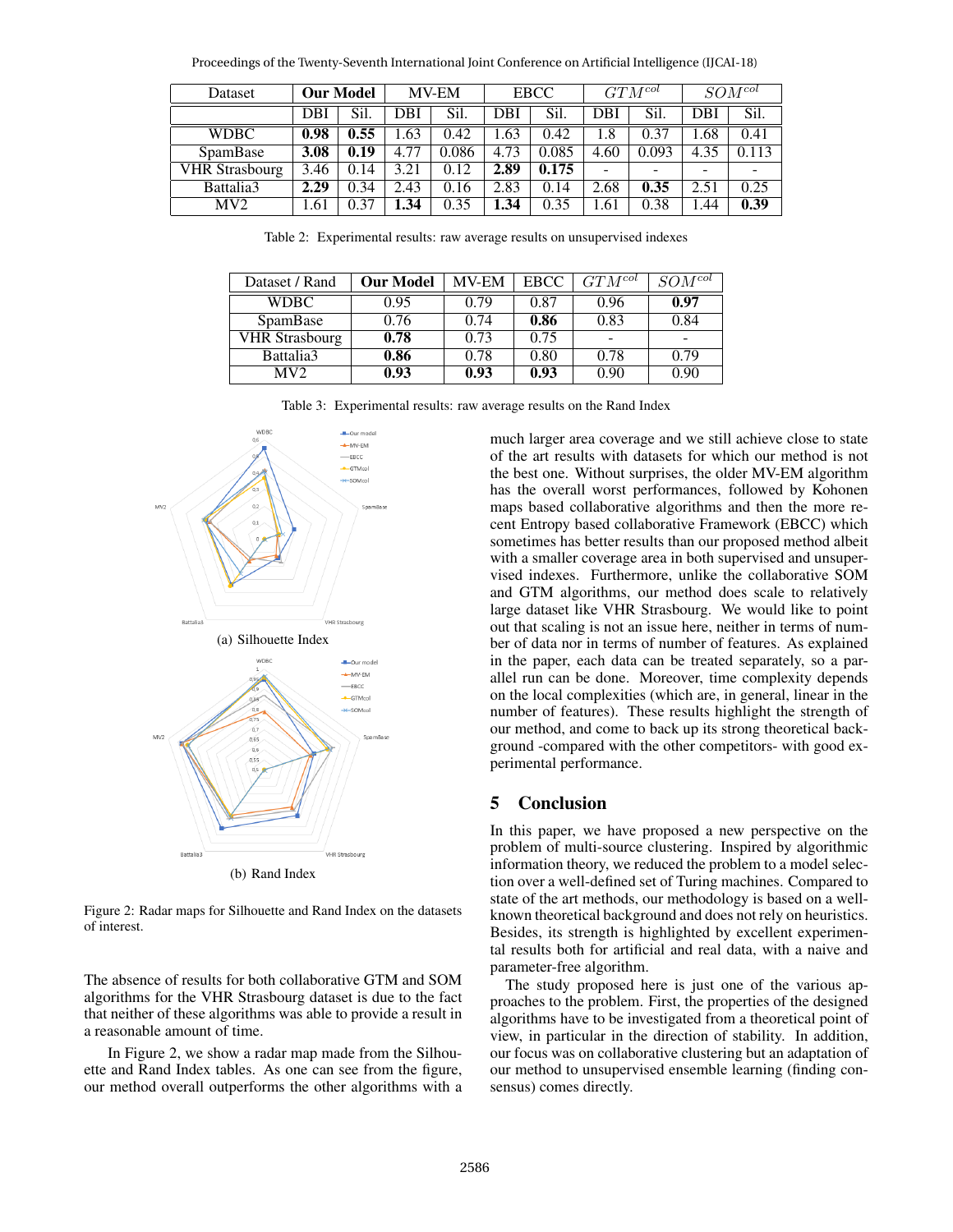| Dataset | **Our Model** | | MV-EM | | EBCC | | $GTM^{col}$ | | $SOM^{col}$ | |
|---|---|---|---|---|---|---|---|---|---|---|
| | DBI | Sil. | DBI | Sil. | DBI | Sil. | DBI | Sil. | DBI | Sil. |
| WDBC | **0.98** | **0.55** | 1.63 | 0.42 | 1.63 | 0.42 | 1.8 | 0.37 | 1.68 | 0.41 |
| SpamBase | **3.08** | **0.19** | 4.77 | 0.086 | 4.73 | 0.085 | 4.60 | 0.093 | 4.35 | 0.113 |
| VHR Strasbourg | 3.46 | 0.14 | 3.21 | 0.12 | **2.89** | **0.175** | - | - | - | - |
| Battalia3 | **2.29** | 0.34 | 2.43 | 0.16 | 2.83 | 0.14 | 2.68 | **0.35** | 2.51 | 0.25 |
| MV2 | 1.61 | 0.37 | **1.34** | 0.35 | **1.34** | 0.35 | 1.61 | 0.38 | 1.44 | **0.39** |

Table 2: Experimental results: raw average results on unsupervised indexes

| Dataset / Rand | **Our Model** | MV-EM | EBCC | $GTM^{col}$ | $SOM^{col}$ |
|---|---|---|---|---|---|
| WDBC | 0.95 | 0.79 | 0.87 | 0.96 | **0.97** |
| SpamBase | 0.76 | 0.74 | **0.86** | 0.83 | 0.84 |
| VHR Strasbourg | **0.78** | 0.73 | 0.75 | - | - |
| Battalia3 | **0.86** | 0.78 | 0.80 | 0.78 | 0.79 |
| MV2 | **0.93** | **0.93** | **0.93** | 0.90 | 0.90 |

Table 3: Experimental results: raw average results on the Rand Index

(a) Silhouette Index

(b) Rand Index

Figure 2: Radar maps for Silhouette and Rand Index on the datasets of interest.

The absence of results for both collaborative GTM and SOM algorithms for the VHR Strasbourg dataset is due to the fact that neither of these algorithms was able to provide a result in a reasonable amount of time.

In Figure 2, we show a radar map made from the Silhouette and Rand Index tables. As one can see from the figure, our method overall outperforms the other algorithms with a much larger area coverage and we still achieve close to state of the art results with datasets for which our method is not the best one. Without surprises, the older MV-EM algorithm has the overall worst performances, followed by Kohonen maps based collaborative algorithms and then the more recent Entropy based collaborative Framework (EBCC) which sometimes has better results than our proposed method albeit with a smaller coverage area in both supervised and unsupervised indexes. Furthermore, unlike the collaborative SOM and GTM algorithms, our method does scale to relatively large dataset like VHR Strasbourg. We would like to point out that scaling is not an issue here, neither in terms of number of data nor in terms of number of features. As explained in the paper, each data can be treated separately, so a parallel run can be done. Moreover, time complexity depends on the local complexities (which are, in general, linear in the number of features). These results highlight the strength of our method, and come to back up its strong theoretical background -compared with the other competitors- with good experimental performance.

## 5 Conclusion

In this paper, we have proposed a new perspective on the problem of multi-source clustering. Inspired by algorithmic information theory, we reduced the problem to a model selection over a well-defined set of Turing machines. Compared to state of the art methods, our methodology is based on a well-known theoretical background and does not rely on heuristics. Besides, its strength is highlighted by excellent experimental results both for artificial and real data, with a naive and parameter-free algorithm.

The study proposed here is just one of the various approaches to the problem. First, the properties of the designed algorithms have to be investigated from a theoretical point of view, in particular in the direction of stability. In addition, our focus was on collaborative clustering but an adaptation of our method to unsupervised ensemble learning (finding consensus) comes directly.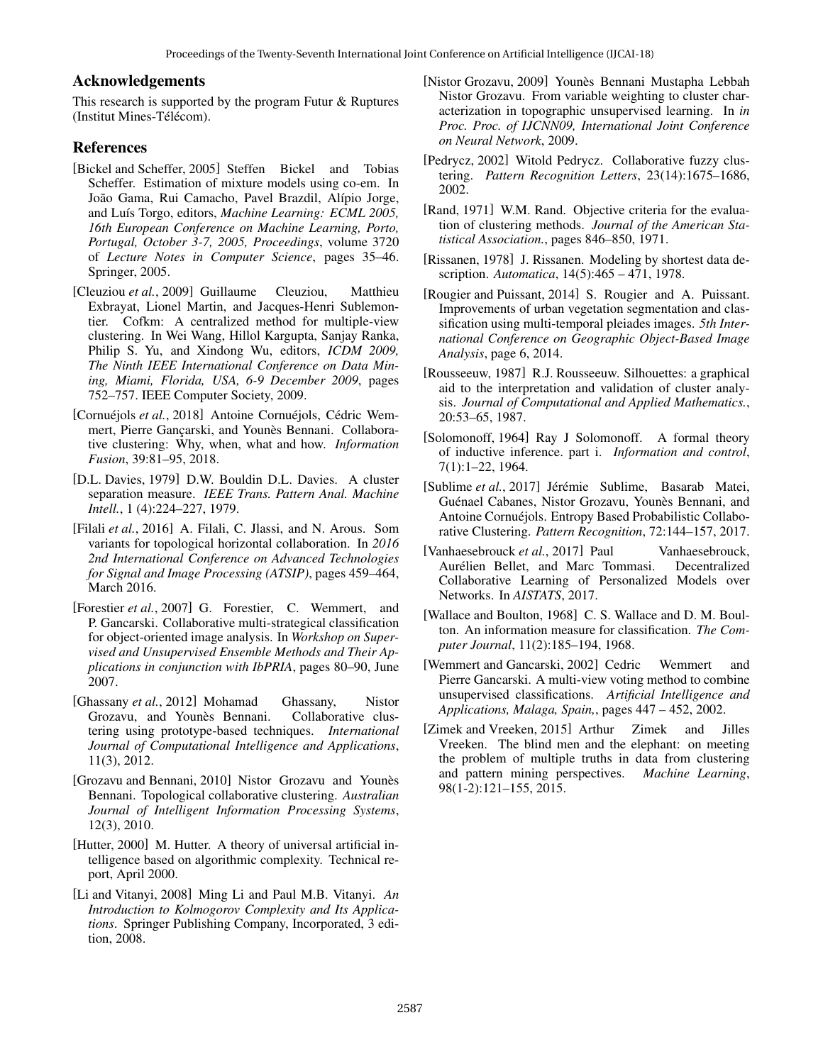## Acknowledgements

This research is supported by the program Futur & Ruptures (Institut Mines-Télécom).

## References

[Bickel and Scheffer, 2005] Steffen Bickel and Tobias Scheffer. Estimation of mixture models using co-em. In João Gama, Rui Camacho, Pavel Brazdil, Alípio Jorge, and Luís Torgo, editors, *Machine Learning: ECML 2005, 16th European Conference on Machine Learning, Porto, Portugal, October 3-7, 2005, Proceedings*, volume 3720 of *Lecture Notes in Computer Science*, pages 35–46. Springer, 2005.

[Cleuziou *et al.*, 2009] Guillaume Cleuziou, Matthieu Exbrayat, Lionel Martin, and Jacques-Henri Sublemontier. Cofkm: A centralized method for multiple-view clustering. In Wei Wang, Hillol Kargupta, Sanjay Ranka, Philip S. Yu, and Xindong Wu, editors, *ICDM 2009, The Ninth IEEE International Conference on Data Mining, Miami, Florida, USA, 6-9 December 2009*, pages 752–757. IEEE Computer Society, 2009.

[Cornuéjols *et al.*, 2018] Antoine Cornuéjols, Cédric Wemmert, Pierre Gançarski, and Younès Bennani. Collaborative clustering: Why, when, what and how. *Information Fusion*, 39:81–95, 2018.

[D.L. Davies, 1979] D.W. Bouldin D.L. Davies. A cluster separation measure. *IEEE Trans. Pattern Anal. Machine Intell.*, 1 (4):224–227, 1979.

[Filali *et al.*, 2016] A. Filali, C. Jlassi, and N. Arous. Som variants for topological horizontal collaboration. In *2016 2nd International Conference on Advanced Technologies for Signal and Image Processing (ATSIP)*, pages 459–464, March 2016.

[Forestier *et al.*, 2007] G. Forestier, C. Wemmert, and P. Gancarski. Collaborative multi-strategical classification for object-oriented image analysis. In *Workshop on Supervised and Unsupervised Ensemble Methods and Their Applications in conjunction with IbPRIA*, pages 80–90, June 2007.

[Ghassany *et al.*, 2012] Mohamad Ghassany, Nistor Grozavu, and Younès Bennani. Collaborative clustering using prototype-based techniques. *International Journal of Computational Intelligence and Applications*, 11(3), 2012.

[Grozavu and Bennani, 2010] Nistor Grozavu and Younès Bennani. Topological collaborative clustering. *Australian Journal of Intelligent Information Processing Systems*, 12(3), 2010.

[Hutter, 2000] M. Hutter. A theory of universal artificial intelligence based on algorithmic complexity. Technical report, April 2000.

[Li and Vitanyi, 2008] Ming Li and Paul M.B. Vitanyi. *An Introduction to Kolmogorov Complexity and Its Applications*. Springer Publishing Company, Incorporated, 3 edition, 2008.

[Nistor Grozavu, 2009] Younès Bennani Mustapha Lebbah Nistor Grozavu. From variable weighting to cluster characterization in topographic unsupervised learning. In *in Proc. Proc. of IJCNN09, International Joint Conference on Neural Network*, 2009.

[Pedrycz, 2002] Witold Pedrycz. Collaborative fuzzy clustering. *Pattern Recognition Letters*, 23(14):1675–1686, 2002.

[Rand, 1971] W.M. Rand. Objective criteria for the evaluation of clustering methods. *Journal of the American Statistical Association.*, pages 846–850, 1971.

[Rissanen, 1978] J. Rissanen. Modeling by shortest data description. *Automatica*, 14(5):465 – 471, 1978.

[Rougier and Puissant, 2014] S. Rougier and A. Puissant. Improvements of urban vegetation segmentation and classification using multi-temporal pleiades images. *5th International Conference on Geographic Object-Based Image Analysis*, page 6, 2014.

[Rousseeuw, 1987] R.J. Rousseeuw. Silhouettes: a graphical aid to the interpretation and validation of cluster analysis. *Journal of Computational and Applied Mathematics.*, 20:53–65, 1987.

[Solomonoff, 1964] Ray J Solomonoff. A formal theory of inductive inference. part i. *Information and control*, 7(1):1–22, 1964.

[Sublime *et al.*, 2017] Jérémie Sublime, Basarab Matei, Guénael Cabanes, Nistor Grozavu, Younès Bennani, and Antoine Cornuéjols. Entropy Based Probabilistic Collaborative Clustering. *Pattern Recognition*, 72:144–157, 2017.

[Vanhaesebrouck *et al.*, 2017] Paul Vanhaesebrouck, Aurélien Bellet, and Marc Tommasi. Decentralized Collaborative Learning of Personalized Models over Networks. In *AISTATS*, 2017.

[Wallace and Boulton, 1968] C. S. Wallace and D. M. Boulton. An information measure for classification. *The Computer Journal*, 11(2):185–194, 1968.

[Wemmert and Gancarski, 2002] Cedric Wemmert and Pierre Gancarski. A multi-view voting method to combine unsupervised classifications. *Artificial Intelligence and Applications, Malaga, Spain,*, pages 447 – 452, 2002.

[Zimek and Vreeken, 2015] Arthur Zimek and Jilles Vreeken. The blind men and the elephant: on meeting the problem of multiple truths in data from clustering and pattern mining perspectives. *Machine Learning*, 98(1-2):121–155, 2015.